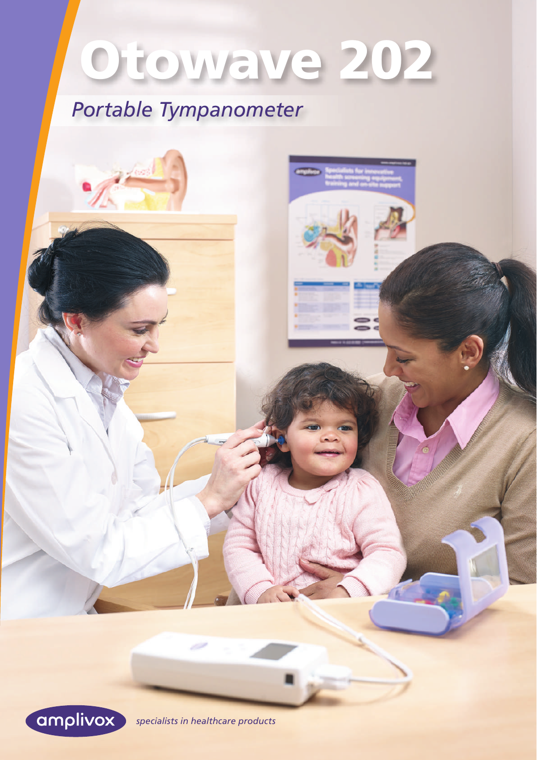# Otowave 202

## *Portable Tympanometer*

amplivox

*specialists in healthcare products*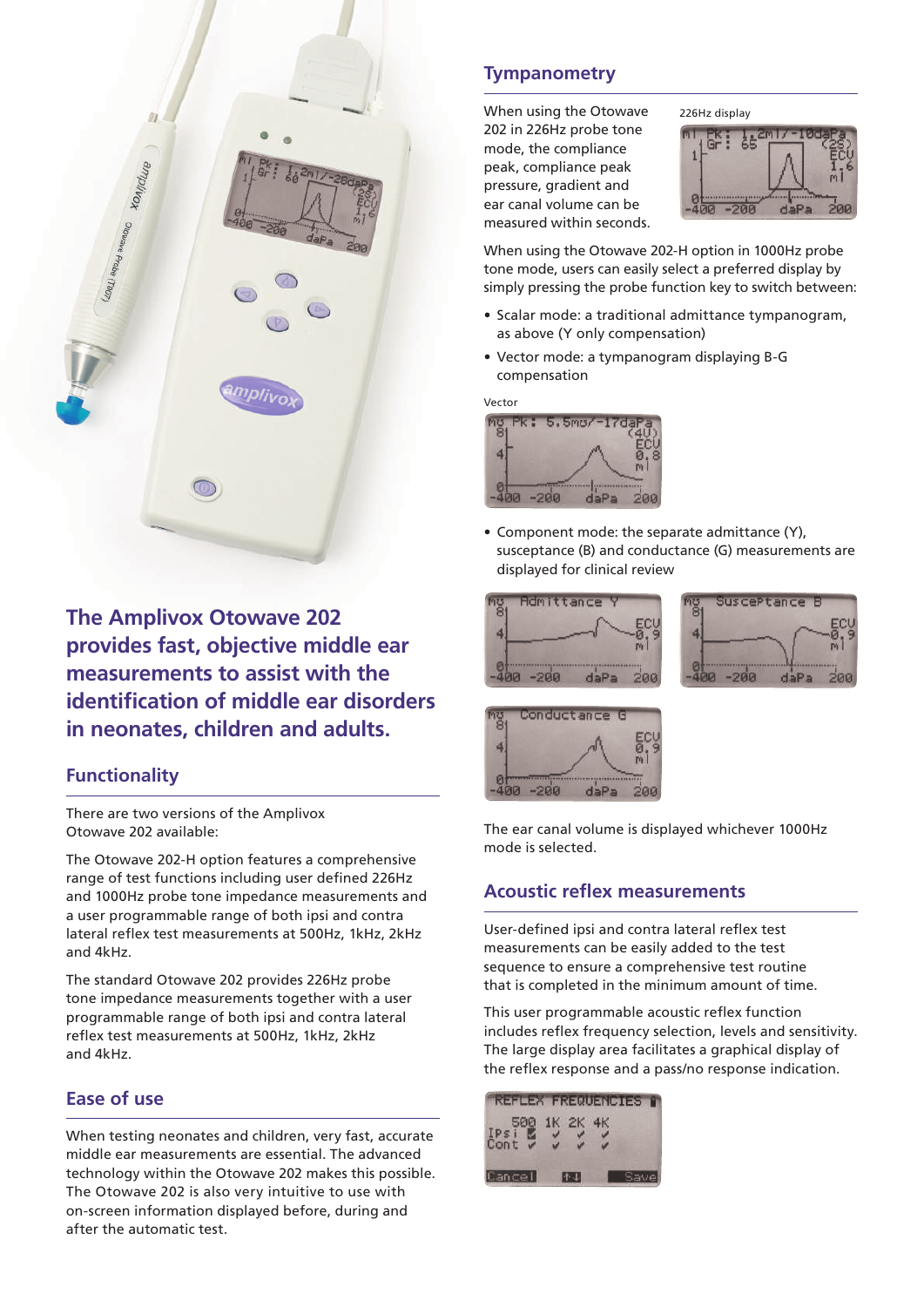## The Amplivox Otowave 202 provides fast, objective middle ear measurements to assist with the identification of middle ear disorders in neonates, children and adults.

### Functionality

There are two versions of the Amplivox Otowave 202 available:

The Otowave 202-H option features a comprehensive range of test functions including user defined 226Hz and 1000Hz probe tone impedance measurements and a user programmable range of both ipsi and contra lateral reflex test measurements at 500Hz, 1kHz, 2kHz and 4kHz.

The standard Otowave 202 provides 226Hz probe tone impedance measurements together with a user programmable range of both ipsi and contra lateral reflex test measurements at 500Hz, 1kHz, 2kHz and 4kHz.

### Ease of use

When testing neonates and children, very fast, accurate middle ear measurements are essential. The advanced technology within the Otowave 202 makes this possible. The Otowave 202 is also very intuitive to use with on-screen information displayed before, during and after the automatic test.

### Tympanometry

When using the Otowave 202 in 226Hz probe tone mode, the compliance peak, compliance peak pressure, gradient and ear canal volume can be measured within seconds.

226Hz display

When using the Otowave 202-H option in 1000Hz probe tone mode, users can easily select a preferred display by simply pressing the probe function key to switch between:

- Scalar mode: a traditional admittance tympanogram, as above (Y only compensation)
- Vector mode: a tympanogram displaying B-G compensation

Vector

- Component mode: the separate admittance (Y), susceptance (B) and conductance (G) measurements are displayed for clinical review

The ear canal volume is displayed whichever 1000Hz mode is selected.

### Acoustic reflex measurements

User-defined ipsi and contra lateral reflex test measurements can be easily added to the test sequence to ensure a comprehensive test routine that is completed in the minimum amount of time.

This user programmable acoustic reflex function includes reflex frequency selection, levels and sensitivity. The large display area facilitates a graphical display of the reflex response and a pass/no response indication.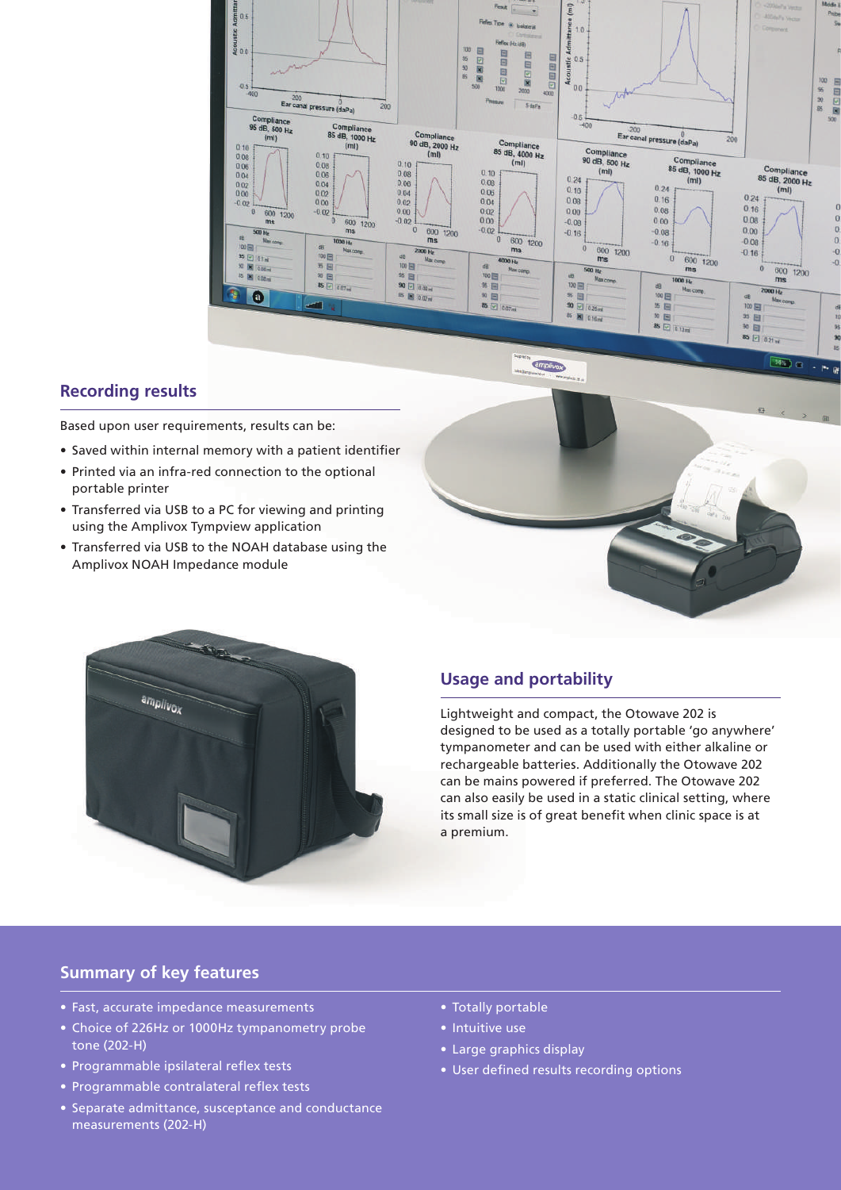## Recording results

Based upon user requirements, results can be:

- Saved within internal memory with a patient identifier
- Printed via an infra-red connection to the optional portable printer
- Transferred via USB to a PC for viewing and printing using the Amplivox Tympview application
- Transferred via USB to the NOAH database using the Amplivox NOAH Impedance module

## Usage and portability

Lightweight and compact, the Otowave 202 is designed to be used as a totally portable 'go anywhere' tympanometer and can be used with either alkaline or rechargeable batteries. Additionally the Otowave 202 can be mains powered if preferred. The Otowave 202 can also easily be used in a static clinical setting, where its small size is of great benefit when clinic space is at a premium.

## Summary of key features

- Fast, accurate impedance measurements
- Choice of 226Hz or 1000Hz tympanometry probe tone (202-H)
- Programmable ipsilateral reflex tests
- Programmable contralateral reflex tests
- Separate admittance, susceptance and conductance measurements (202-H)
- Totally portable
- Intuitive use
- Large graphics display
- User defined results recording options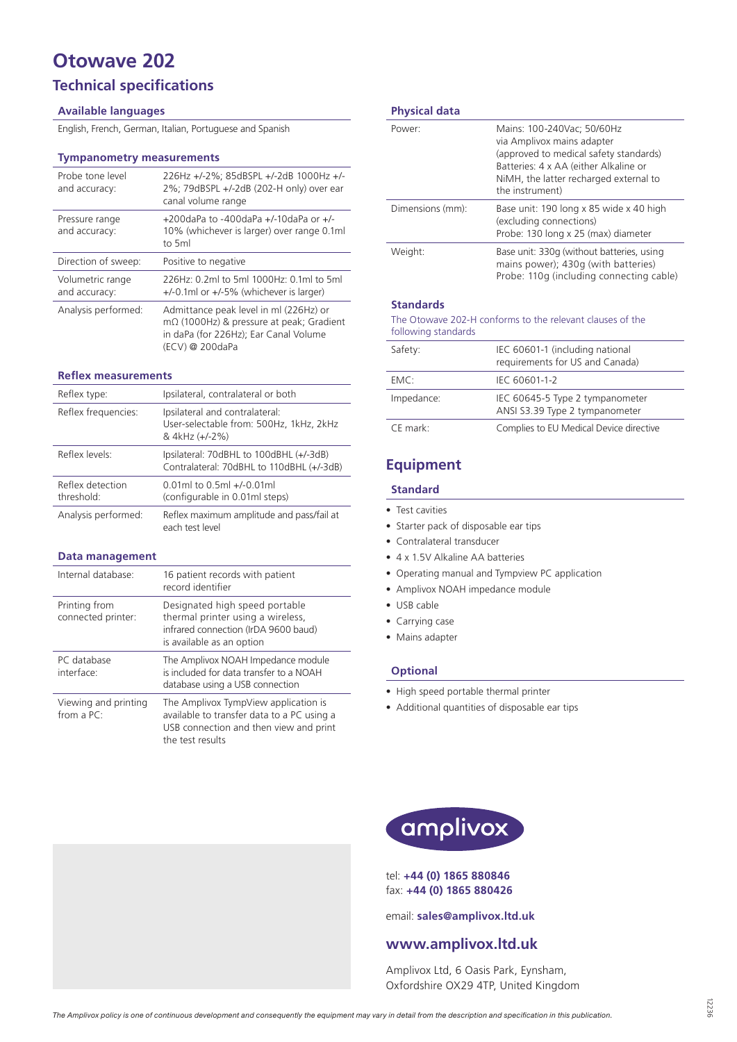# Otowave 202

## Technical specifications

### Available languages

English, French, German, Italian, Portuguese and Spanish

### Tympanometry measurements

| | |
|---|---|
| Probe tone level and accuracy: | 226Hz +/-2%; 85dBSPL +/-2dB 1000Hz +/-2%; 79dBSPL +/-2dB (202-H only) over ear canal volume range |
| Pressure range and accuracy: | +200daPa to -400daPa +/-10daPa or +/-10% (whichever is larger) over range 0.1ml to 5ml |
| Direction of sweep: | Positive to negative |
| Volumetric range and accuracy: | 226Hz: 0.2ml to 5ml 1000Hz: 0.1ml to 5ml +/-0.1ml or +/-5% (whichever is larger) |
| Analysis performed: | Admittance peak level in ml (226Hz) or mΩ (1000Hz) & pressure at peak; Gradient in daPa (for 226Hz); Ear Canal Volume (ECV) @ 200daPa |

### Reflex measurements

| | |
|---|---|
| Reflex type: | Ipsilateral, contralateral or both |
| Reflex frequencies: | Ipsilateral and contralateral: User-selectable from: 500Hz, 1kHz, 2kHz & 4kHz (+/-2%) |
| Reflex levels: | Ipsilateral: 70dBHL to 100dBHL (+/-3dB) Contralateral: 70dBHL to 110dBHL (+/-3dB) |
| Reflex detection threshold: | 0.01ml to 0.5ml +/-0.01ml (configurable in 0.01ml steps) |
| Analysis performed: | Reflex maximum amplitude and pass/fail at each test level |

### Data management

| | |
|---|---|
| Internal database: | 16 patient records with patient record identifier |
| Printing from connected printer: | Designated high speed portable thermal printer using a wireless, infrared connection (IrDA 9600 baud) is available as an option |
| PC database interface: | The Amplivox NOAH Impedance module is included for data transfer to a NOAH database using a USB connection |
| Viewing and printing from a PC: | The Amplivox TympView application is available to transfer data to a PC using a USB connection and then view and print the test results |

### Physical data

| | |
|---|---|
| Power: | Mains: 100-240Vac; 50/60Hz via Amplivox mains adapter (approved to medical safety standards) Batteries: 4 x AA (either Alkaline or NiMH, the latter recharged external to the instrument) |
| Dimensions (mm): | Base unit: 190 long x 85 wide x 40 high (excluding connections) Probe: 130 long x 25 (max) diameter |
| Weight: | Base unit: 330g (without batteries, using mains power); 430g (with batteries) Probe: 110g (including connecting cable) |

### Standards

The Otowave 202-H conforms to the relevant clauses of the following standards

| | |
|---|---|
| Safety: | IEC 60601-1 (including national requirements for US and Canada) |
| EMC: | IEC 60601-1-2 |
| Impedance: | IEC 60645-5 Type 2 tympanometer ANSI S3.39 Type 2 tympanometer |
| CE mark: | Complies to EU Medical Device directive |

## Equipment

### Standard

- Test cavities
- Starter pack of disposable ear tips
- Contralateral transducer
- 4 x 1.5V Alkaline AA batteries
- Operating manual and Tympview PC application
- Amplivox NOAH impedance module
- USB cable
- Carrying case
- Mains adapter

### Optional

- High speed portable thermal printer
- Additional quantities of disposable ear tips

amplivox

tel: **+44 (0) 1865 880846**
fax: **+44 (0) 1865 880426**

email: **sales@amplivox.ltd.uk**

## www.amplivox.ltd.uk

Amplivox Ltd, 6 Oasis Park, Eynsham,
Oxfordshire OX29 4TP, United Kingdom

*The Amplivox policy is one of continuous development and consequently the equipment may vary in detail from the description and specification in this publication.*

12236